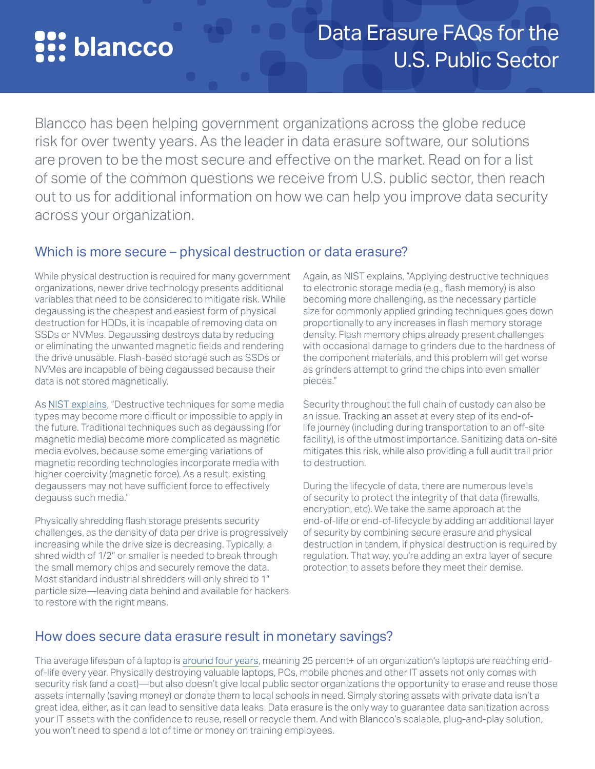# Data Erasure FAQs for the U.S. Public Sector

blancco

Blancco has been helping government organizations across the globe reduce risk for over twenty years. As the leader in data erasure software, our solutions are proven to be the most secure and effective on the market. Read on for a list of some of the common questions we receive from U.S. public sector, then reach out to us for additional information on how we can help you improve data security across your organization.

## Which is more secure – physical destruction or data erasure?

While physical destruction is required for many government organizations, newer drive technology presents additional variables that need to be considered to mitigate risk. While degaussing is the cheapest and easiest form of physical destruction for HDDs, it is incapable of removing data on SSDs or NVMes. Degaussing destroys data by reducing or eliminating the unwanted magnetic fields and rendering the drive unusable. Flash-based storage such as SSDs or NVMes are incapable of being degaussed because their data is not stored magnetically.

As NIST explains, "Destructive techniques for some media types may become more difficult or impossible to apply in the future. Traditional techniques such as degaussing (for magnetic media) become more complicated as magnetic media evolves, because some emerging variations of magnetic recording technologies incorporate media with higher coercivity (magnetic force). As a result, existing degaussers may not have sufficient force to effectively degauss such media."

Physically shredding flash storage presents security challenges, as the density of data per drive is progressively increasing while the drive size is decreasing. Typically, a shred width of 1/2" or smaller is needed to break through the small memory chips and securely remove the data. Most standard industrial shredders will only shred to 1" particle size—leaving data behind and available for hackers to restore with the right means.

Again, as NIST explains, "Applying destructive techniques to electronic storage media (e.g., flash memory) is also becoming more challenging, as the necessary particle size for commonly applied grinding techniques goes down proportionally to any increases in flash memory storage density. Flash memory chips already present challenges with occasional damage to grinders due to the hardness of the component materials, and this problem will get worse as grinders attempt to grind the chips into even smaller pieces."

Security throughout the full chain of custody can also be an issue. Tracking an asset at every step of its end-of-life journey (including during transportation to an off-site facility), is of the utmost importance. Sanitizing data on-site mitigates this risk, while also providing a full audit trail prior to destruction.

During the lifecycle of data, there are numerous levels of security to protect the integrity of that data (firewalls, encryption, etc). We take the same approach at the end-of-life or end-of-lifecycle by adding an additional layer of security by combining secure erasure and physical destruction in tandem, if physical destruction is required by regulation. That way, you're adding an extra layer of secure protection to assets before they meet their demise.

## How does secure data erasure result in monetary savings?

The average lifespan of a laptop is around four years, meaning 25 percent+ of an organization's laptops are reaching end-of-life every year. Physically destroying valuable laptops, PCs, mobile phones and other IT assets not only comes with security risk (and a cost)—but also doesn't give local public sector organizations the opportunity to erase and reuse those assets internally (saving money) or donate them to local schools in need. Simply storing assets with private data isn't a great idea, either, as it can lead to sensitive data leaks. Data erasure is the only way to guarantee data sanitization across your IT assets with the confidence to reuse, resell or recycle them. And with Blancco's scalable, plug-and-play solution, you won't need to spend a lot of time or money on training employees.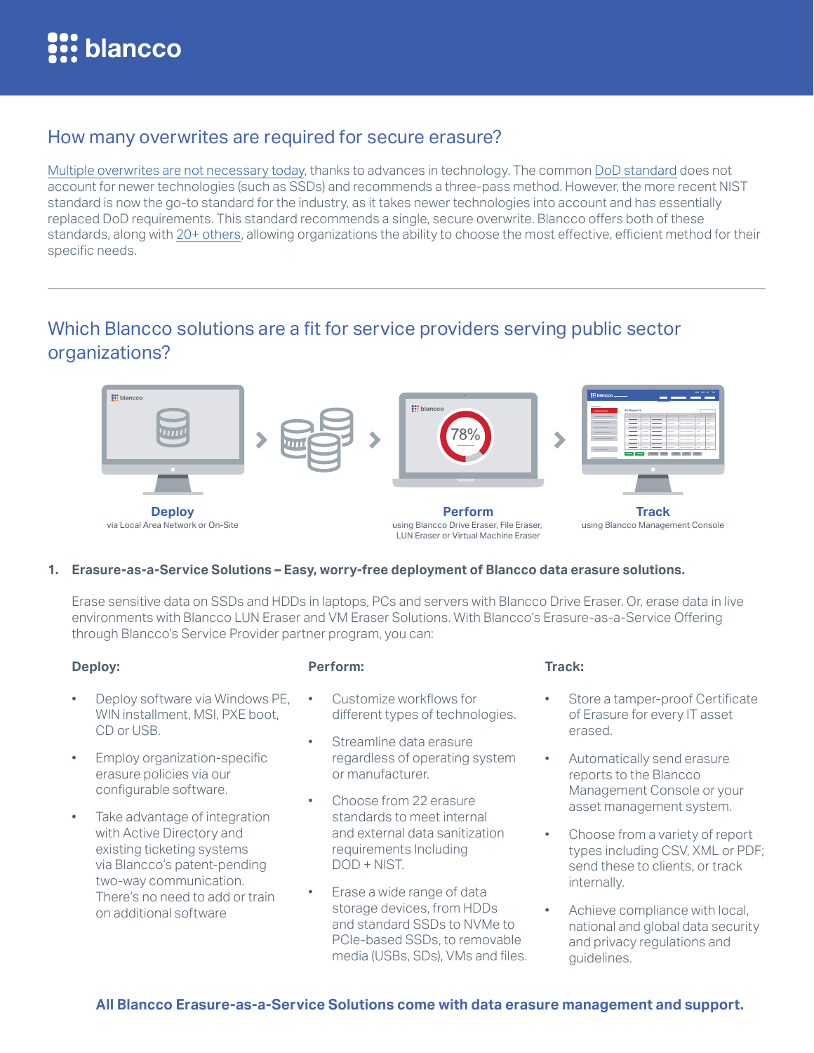## How many overwrites are required for secure erasure?

Multiple overwrites are not necessary today, thanks to advances in technology. The common DoD standard does not account for newer technologies (such as SSDs) and recommends a three-pass method. However, the more recent NIST standard is now the go-to standard for the industry, as it takes newer technologies into account and has essentially replaced DoD requirements. This standard recommends a single, secure overwrite. Blancco offers both of these standards, along with 20+ others, allowing organizations the ability to choose the most effective, efficient method for their specific needs.

---

## Which Blancco solutions are a fit for service providers serving public sector organizations?

**Deploy**
via Local Area Network or On-Site

**Perform**
using Blancco Drive Eraser, File Eraser, LUN Eraser or Virtual Machine Eraser

**Track**
using Blancco Management Console

1. **Erasure-as-a-Service Solutions – Easy, worry-free deployment of Blancco data erasure solutions.**

   Erase sensitive data on SSDs and HDDs in laptops, PCs and servers with Blancco Drive Eraser. Or, erase data in live environments with Blancco LUN Eraser and VM Eraser Solutions. With Blancco's Erasure-as-a-Service Offering through Blancco's Service Provider partner program, you can:

**Deploy:**

- Deploy software via Windows PE, WIN installment, MSI, PXE boot, CD or USB.
- Employ organization-specific erasure policies via our configurable software.
- Take advantage of integration with Active Directory and existing ticketing systems via Blancco's patent-pending two-way communication. There's no need to add or train on additional software

**Perform:**

- Customize workflows for different types of technologies.
- Streamline data erasure regardless of operating system or manufacturer.
- Choose from 22 erasure standards to meet internal and external data sanitization requirements Including DOD + NIST.
- Erase a wide range of data storage devices, from HDDs and standard SSDs to NVMe to PCIe-based SSDs, to removable media (USBs, SDs), VMs and files.

**Track:**

- Store a tamper-proof Certificate of Erasure for every IT asset erased.
- Automatically send erasure reports to the Blancco Management Console or your asset management system.
- Choose from a variety of report types including CSV, XML or PDF; send these to clients, or track internally.
- Achieve compliance with local, national and global data security and privacy regulations and guidelines.

**All Blancco Erasure-as-a-Service Solutions come with data erasure management and support.**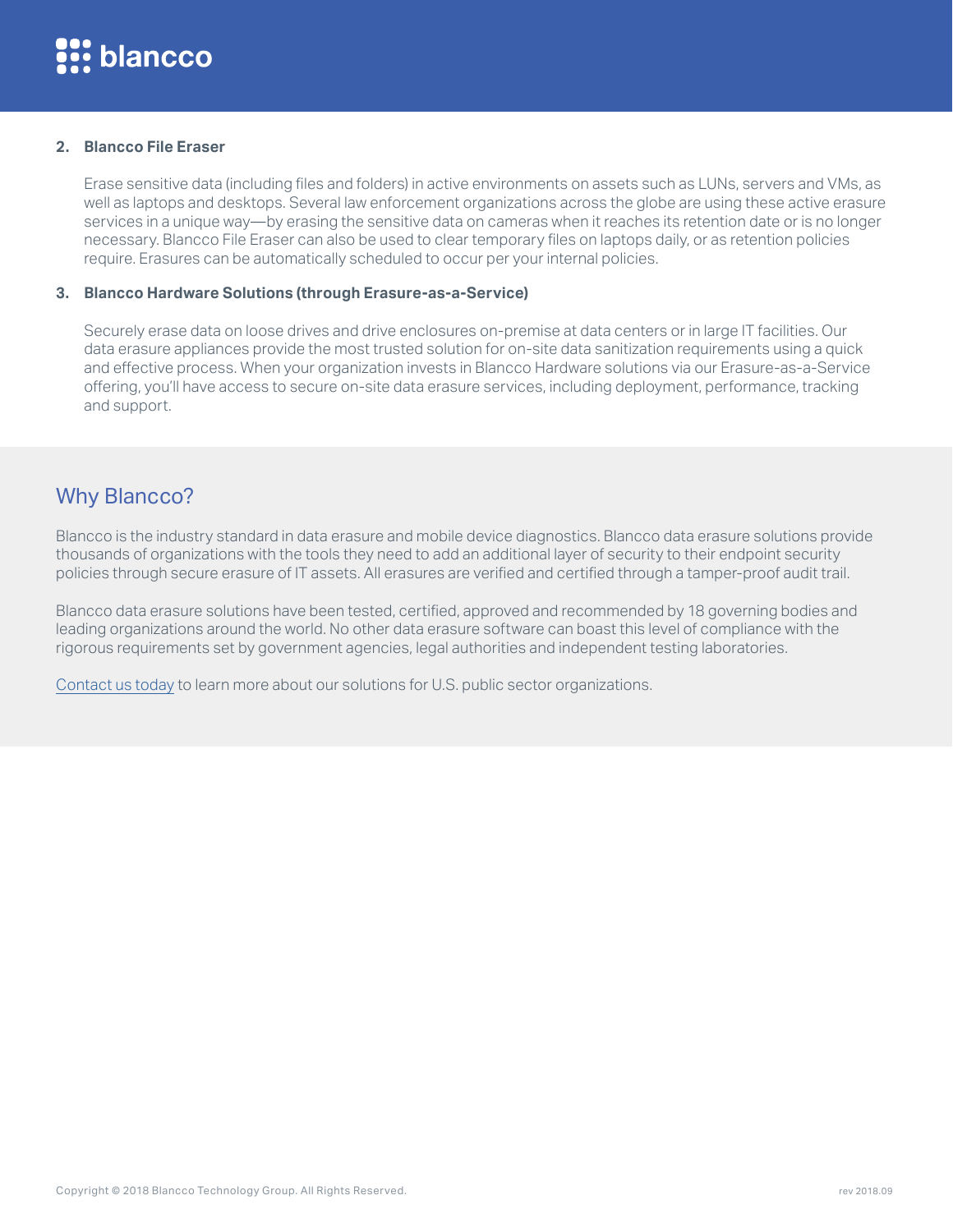**2. Blancco File Eraser**

Erase sensitive data (including files and folders) in active environments on assets such as LUNs, servers and VMs, as well as laptops and desktops. Several law enforcement organizations across the globe are using these active erasure services in a unique way—by erasing the sensitive data on cameras when it reaches its retention date or is no longer necessary. Blancco File Eraser can also be used to clear temporary files on laptops daily, or as retention policies require. Erasures can be automatically scheduled to occur per your internal policies.

**3. Blancco Hardware Solutions (through Erasure-as-a-Service)**

Securely erase data on loose drives and drive enclosures on-premise at data centers or in large IT facilities. Our data erasure appliances provide the most trusted solution for on-site data sanitization requirements using a quick and effective process. When your organization invests in Blancco Hardware solutions via our Erasure-as-a-Service offering, you'll have access to secure on-site data erasure services, including deployment, performance, tracking and support.

## Why Blancco?

Blancco is the industry standard in data erasure and mobile device diagnostics. Blancco data erasure solutions provide thousands of organizations with the tools they need to add an additional layer of security to their endpoint security policies through secure erasure of IT assets. All erasures are verified and certified through a tamper-proof audit trail.

Blancco data erasure solutions have been tested, certified, approved and recommended by 18 governing bodies and leading organizations around the world. No other data erasure software can boast this level of compliance with the rigorous requirements set by government agencies, legal authorities and independent testing laboratories.

Contact us today to learn more about our solutions for U.S. public sector organizations.

Copyright © 2018 Blancco Technology Group. All Rights Reserved.

rev 2018.09